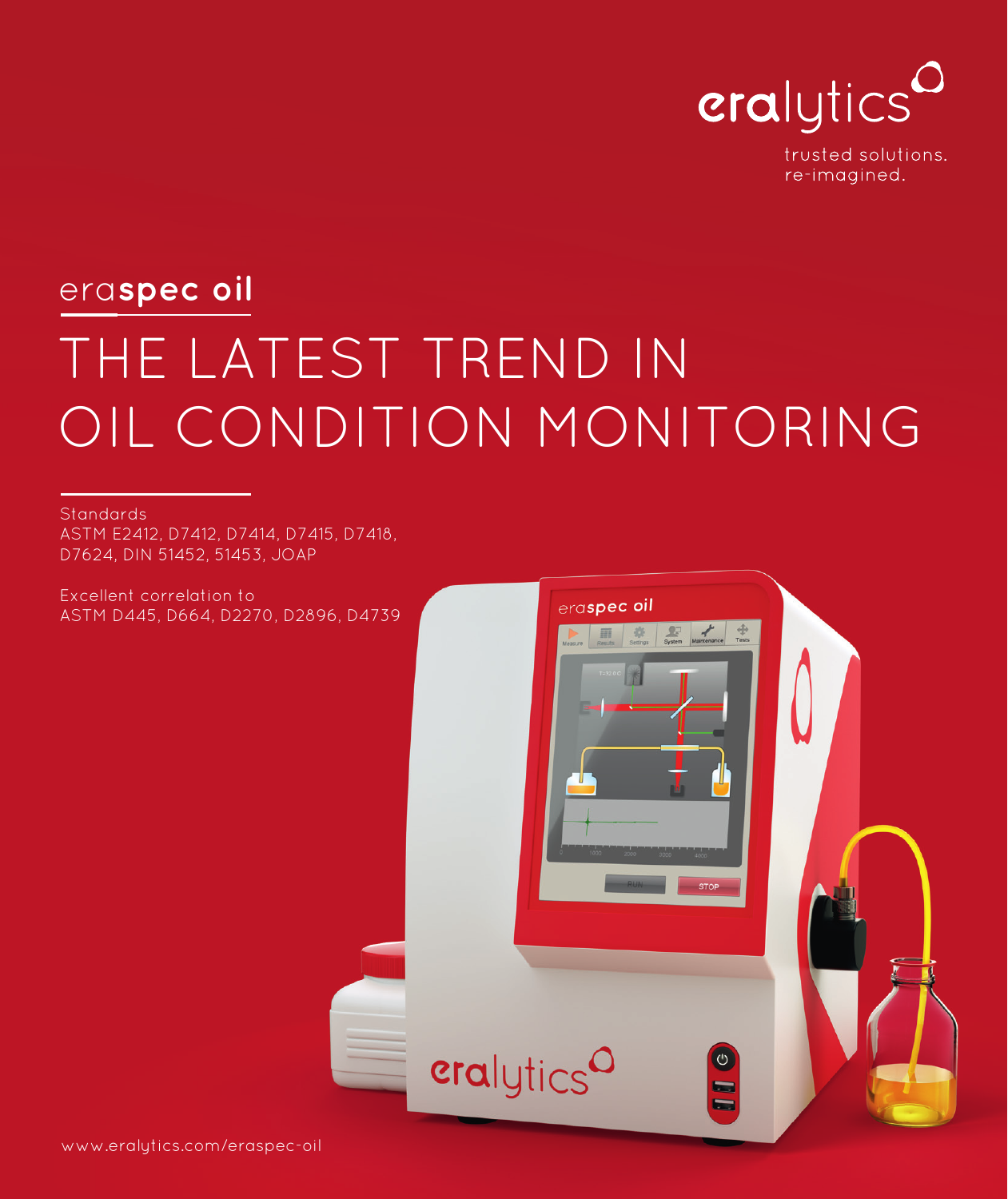eralytics

trusted solutions.
re-imagined.

# eraspec oil

# THE LATEST TREND IN OIL CONDITION MONITORING

Standards
ASTM E2412, D7412, D7414, D7415, D7418, D7624, DIN 51452, 51453, JOAP

Excellent correlation to
ASTM D445, D664, D2270, D2896, D4739

www.eralytics.com/eraspec-oil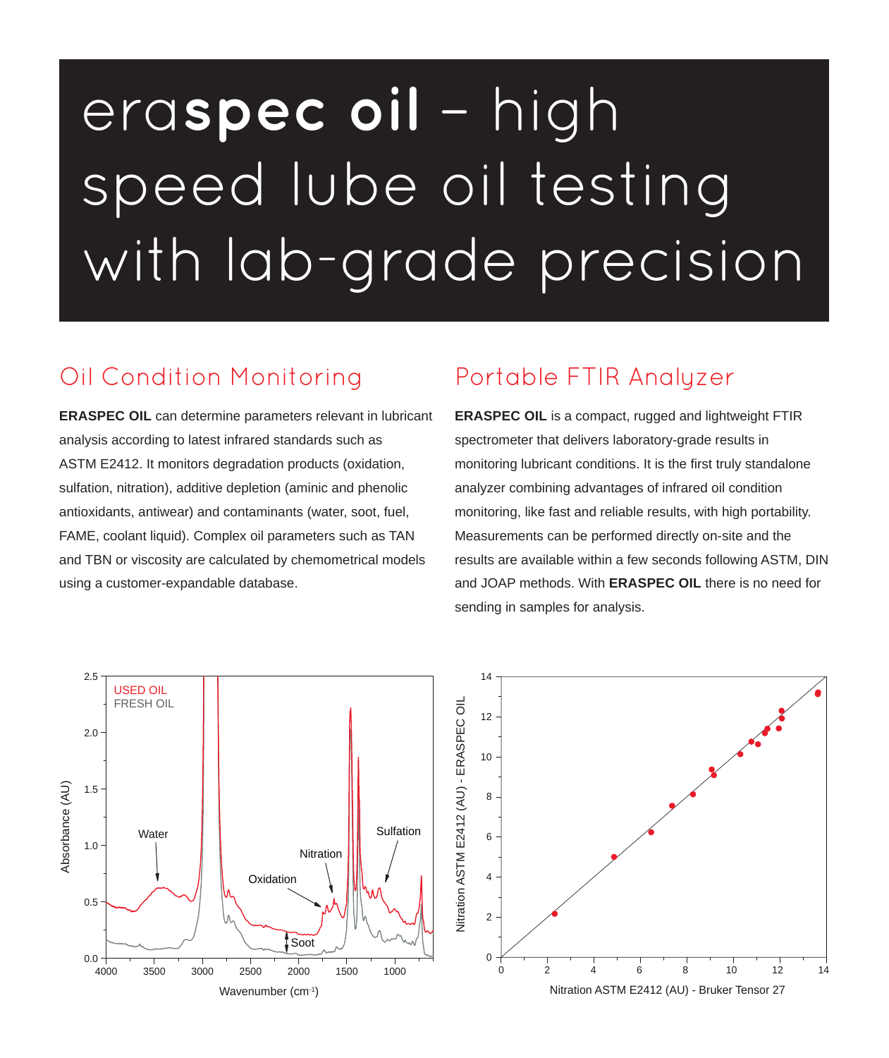# eraspec oil – high speed lube oil testing with lab-grade precision

## Oil Condition Monitoring

**ERASPEC OIL** can determine parameters relevant in lubricant analysis according to latest infrared standards such as ASTM E2412. It monitors degradation products (oxidation, sulfation, nitration), additive depletion (aminic and phenolic antioxidants, antiwear) and contaminants (water, soot, fuel, FAME, coolant liquid). Complex oil parameters such as TAN and TBN or viscosity are calculated by chemometrical models using a customer-expandable database.

## Portable FTIR Analyzer

**ERASPEC OIL** is a compact, rugged and lightweight FTIR spectrometer that delivers laboratory-grade results in monitoring lubricant conditions. It is the first truly standalone analyzer combining advantages of infrared oil condition monitoring, like fast and reliable results, with high portability. Measurements can be performed directly on-site and the results are available within a few seconds following ASTM, DIN and JOAP methods. With **ERASPEC OIL** there is no need for sending in samples for analysis.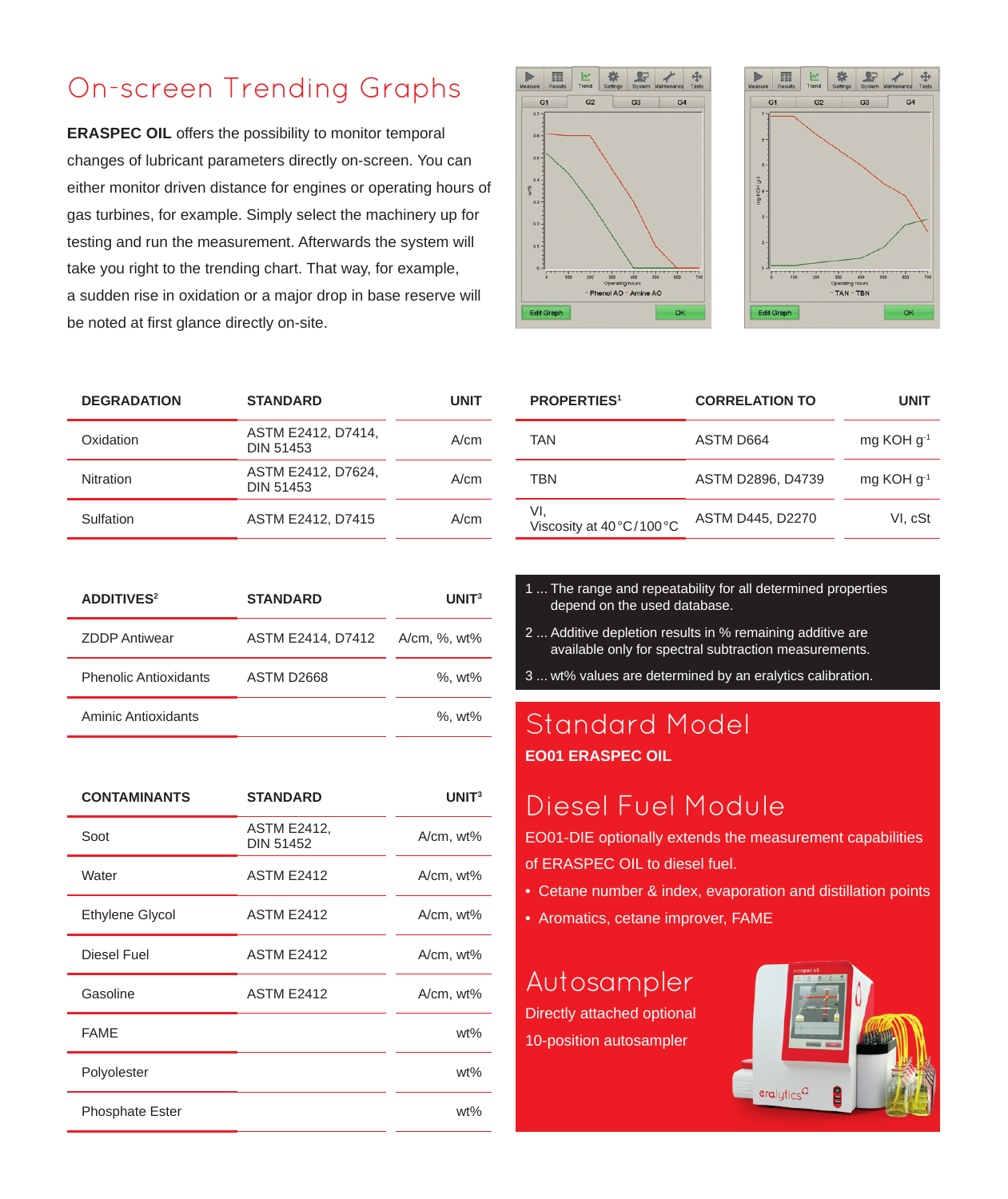# On-screen Trending Graphs

**ERASPEC OIL** offers the possibility to monitor temporal changes of lubricant parameters directly on-screen. You can either monitor driven distance for engines or operating hours of gas turbines, for example. Simply select the machinery up for testing and run the measurement. Afterwards the system will take you right to the trending chart. That way, for example, a sudden rise in oxidation or a major drop in base reserve will be noted at first glance directly on-site.

| DEGRADATION | STANDARD | UNIT |
|---|---|---|
| Oxidation | ASTM E2412, D7414, DIN 51453 | A/cm |
| Nitration | ASTM E2412, D7624, DIN 51453 | A/cm |
| Sulfation | ASTM E2412, D7415 | A/cm |

| PROPERTIES[1] | CORRELATION TO | UNIT |
|---|---|---|
| TAN | ASTM D664 | mg KOH $g^{-1}$ |
| TBN | ASTM D2896, D4739 | mg KOH $g^{-1}$ |
| VI, Viscosity at 40 °C/100 °C | ASTM D445, D2270 | VI, cSt |

| ADDITIVES[2] | STANDARD | UNIT[3] |
|---|---|---|
| ZDDP Antiwear | ASTM E2414, D7412 | A/cm, %, wt% |
| Phenolic Antioxidants | ASTM D2668 | %, wt% |
| Aminic Antioxidants | | %, wt% |

| CONTAMINANTS | STANDARD | UNIT[3] |
|---|---|---|
| Soot | ASTM E2412, DIN 51452 | A/cm, wt% |
| Water | ASTM E2412 | A/cm, wt% |
| Ethylene Glycol | ASTM E2412 | A/cm, wt% |
| Diesel Fuel | ASTM E2412 | A/cm, wt% |
| Gasoline | ASTM E2412 | A/cm, wt% |
| FAME | | wt% |
| Polyolester | | wt% |
| Phosphate Ester | | wt% |

1 ... The range and repeatability for all determined properties depend on the used database.

2 ... Additive depletion results in % remaining additive are available only for spectral subtraction measurements.

3 ... wt% values are determined by an eralytics calibration.

## Standard Model

**EO01 ERASPEC OIL**

## Diesel Fuel Module

EO01-DIE optionally extends the measurement capabilities of ERASPEC OIL to diesel fuel.

- Cetane number & index, evaporation and distillation points
- Aromatics, cetane improver, FAME

## Autosampler

Directly attached optional 10-position autosampler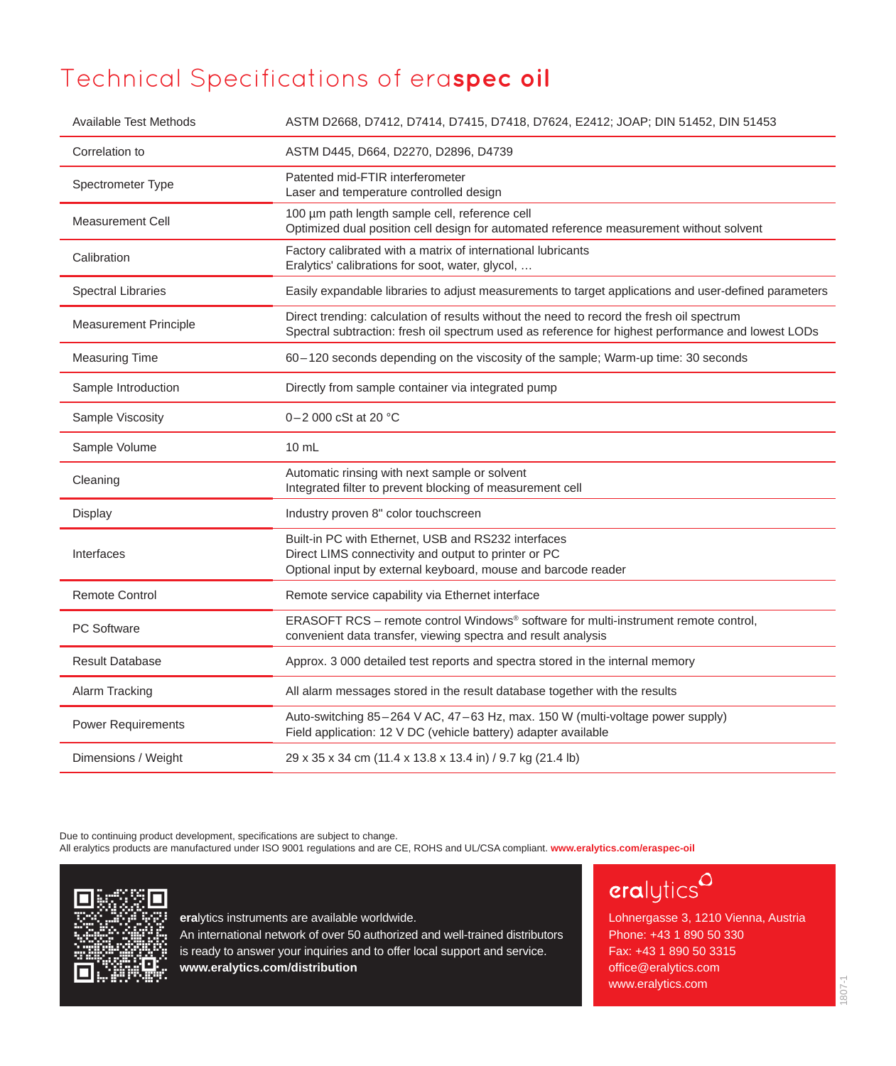# Technical Specifications of eraspec oil

| | |
|---|---|
| Available Test Methods | ASTM D2668, D7412, D7414, D7415, D7418, D7624, E2412; JOAP; DIN 51452, DIN 51453 |
| Correlation to | ASTM D445, D664, D2270, D2896, D4739 |
| Spectrometer Type | Patented mid-FTIR interferometer<br>Laser and temperature controlled design |
| Measurement Cell | 100 µm path length sample cell, reference cell<br>Optimized dual position cell design for automated reference measurement without solvent |
| Calibration | Factory calibrated with a matrix of international lubricants<br>Eralytics' calibrations for soot, water, glycol, … |
| Spectral Libraries | Easily expandable libraries to adjust measurements to target applications and user-defined parameters |
| Measurement Principle | Direct trending: calculation of results without the need to record the fresh oil spectrum<br>Spectral subtraction: fresh oil spectrum used as reference for highest performance and lowest LODs |
| Measuring Time | 60 – 120 seconds depending on the viscosity of the sample; Warm-up time: 30 seconds |
| Sample Introduction | Directly from sample container via integrated pump |
| Sample Viscosity | 0 – 2 000 cSt at 20 °C |
| Sample Volume | 10 mL |
| Cleaning | Automatic rinsing with next sample or solvent<br>Integrated filter to prevent blocking of measurement cell |
| Display | Industry proven 8" color touchscreen |
| Interfaces | Built-in PC with Ethernet, USB and RS232 interfaces<br>Direct LIMS connectivity and output to printer or PC<br>Optional input by external keyboard, mouse and barcode reader |
| Remote Control | Remote service capability via Ethernet interface |
| PC Software | ERASOFT RCS – remote control Windows® software for multi-instrument remote control, convenient data transfer, viewing spectra and result analysis |
| Result Database | Approx. 3 000 detailed test reports and spectra stored in the internal memory |
| Alarm Tracking | All alarm messages stored in the result database together with the results |
| Power Requirements | Auto-switching 85 – 264 V AC, 47 – 63 Hz, max. 150 W (multi-voltage power supply)<br>Field application: 12 V DC (vehicle battery) adapter available |
| Dimensions / Weight | 29 x 35 x 34 cm (11.4 x 13.8 x 13.4 in) / 9.7 kg (21.4 lb) |

Due to continuing product development, specifications are subject to change.
All eralytics products are manufactured under ISO 9001 regulations and are CE, ROHS and UL/CSA compliant. **www.eralytics.com/eraspec-oil**

**era**lytics instruments are available worldwide.
An international network of over 50 authorized and well-trained distributors is ready to answer your inquiries and to offer local support and service.
**www.eralytics.com/distribution**

eralytics
Lohnergasse 3, 1210 Vienna, Austria
Phone: +43 1 890 50 330
Fax: +43 1 890 50 3315
office@eralytics.com
www.eralytics.com

1807-1